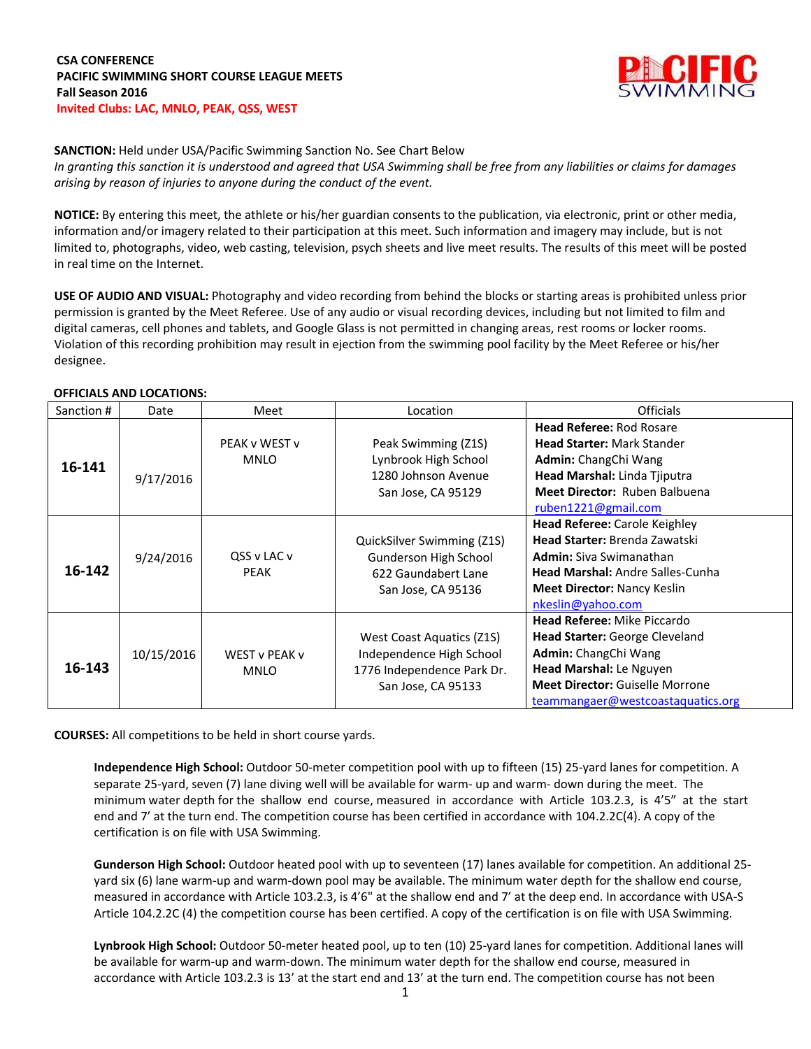**CSA CONFERENCE**
**PACIFIC SWIMMING SHORT COURSE LEAGUE MEETS**
**Fall Season 2016**
**Invited Clubs: LAC, MNLO, PEAK, QSS, WEST**

**SANCTION:** Held under USA/Pacific Swimming Sanction No. See Chart Below
*In granting this sanction it is understood and agreed that USA Swimming shall be free from any liabilities or claims for damages arising by reason of injuries to anyone during the conduct of the event.*

**NOTICE:** By entering this meet, the athlete or his/her guardian consents to the publication, via electronic, print or other media, information and/or imagery related to their participation at this meet. Such information and imagery may include, but is not limited to, photographs, video, web casting, television, psych sheets and live meet results. The results of this meet will be posted in real time on the Internet.

**USE OF AUDIO AND VISUAL:** Photography and video recording from behind the blocks or starting areas is prohibited unless prior permission is granted by the Meet Referee. Use of any audio or visual recording devices, including but not limited to film and digital cameras, cell phones and tablets, and Google Glass is not permitted in changing areas, rest rooms or locker rooms. Violation of this recording prohibition may result in ejection from the swimming pool facility by the Meet Referee or his/her designee.

**OFFICIALS AND LOCATIONS:**

| Sanction # | Date | Meet | Location | Officials |
|---|---|---|---|---|
| **16-141** | 9/17/2016 | PEAK v WEST v MNLO | Peak Swimming (Z1S)<br>Lynbrook High School<br>1280 Johnson Avenue<br>San Jose, CA 95129 | **Head Referee:** Rod Rosare<br>**Head Starter:** Mark Stander<br>**Admin:** ChangChi Wang<br>**Head Marshal:** Linda Tjiputra<br>**Meet Director:** Ruben Balbuena<br>ruben1221@gmail.com |
| **16-142** | 9/24/2016 | QSS v LAC v PEAK | QuickSilver Swimming (Z1S)<br>Gunderson High School<br>622 Gaundabert Lane<br>San Jose, CA 95136 | **Head Referee:** Carole Keighley<br>**Head Starter:** Brenda Zawatski<br>**Admin:** Siva Swimanathan<br>**Head Marshal:** Andre Salles-Cunha<br>**Meet Director:** Nancy Keslin<br>nkeslin@yahoo.com |
| **16-143** | 10/15/2016 | WEST v PEAK v MNLO | West Coast Aquatics (Z1S)<br>Independence High School<br>1776 Independence Park Dr.<br>San Jose, CA 95133 | **Head Referee:** Mike Piccardo<br>**Head Starter:** George Cleveland<br>**Admin:** ChangChi Wang<br>**Head Marshal:** Le Nguyen<br>**Meet Director:** Guiselle Morrone<br>teammangaer@westcoastaquatics.org |

**COURSES:** All competitions to be held in short course yards.

**Independence High School:** Outdoor 50-meter competition pool with up to fifteen (15) 25-yard lanes for competition. A separate 25-yard, seven (7) lane diving well will be available for warm- up and warm- down during the meet. The minimum water depth for the shallow end course, measured in accordance with Article 103.2.3, is 4'5" at the start end and 7' at the turn end. The competition course has been certified in accordance with 104.2.2C(4). A copy of the certification is on file with USA Swimming.

**Gunderson High School:** Outdoor heated pool with up to seventeen (17) lanes available for competition. An additional 25-yard six (6) lane warm-up and warm-down pool may be available. The minimum water depth for the shallow end course, measured in accordance with Article 103.2.3, is 4'6" at the shallow end and 7' at the deep end. In accordance with USA-S Article 104.2.2C (4) the competition course has been certified. A copy of the certification is on file with USA Swimming.

**Lynbrook High School:** Outdoor 50-meter heated pool, up to ten (10) 25-yard lanes for competition. Additional lanes will be available for warm-up and warm-down. The minimum water depth for the shallow end course, measured in accordance with Article 103.2.3 is 13' at the start end and 13' at the turn end. The competition course has not been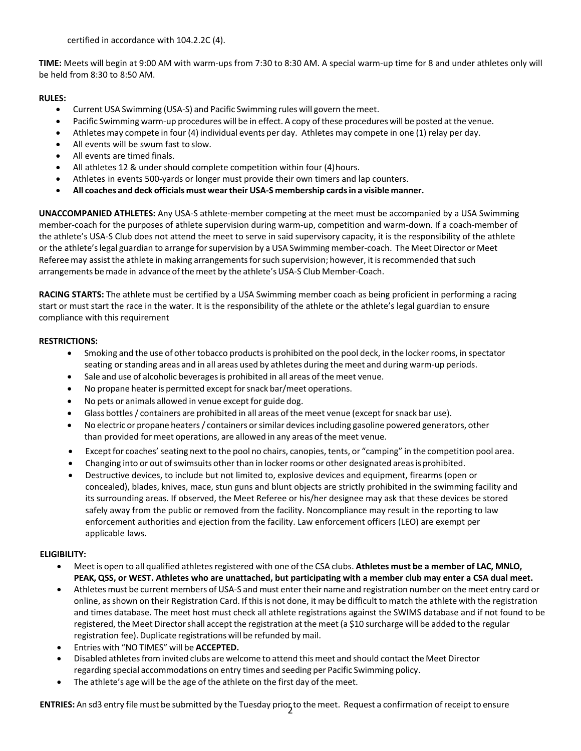certified in accordance with 104.2.2C (4).

**TIME:** Meets will begin at 9:00 AM with warm-ups from 7:30 to 8:30 AM. A special warm-up time for 8 and under athletes only will be held from 8:30 to 8:50 AM.

**RULES:**

- Current USA Swimming (USA-S) and Pacific Swimming rules will govern the meet.
- Pacific Swimming warm-up procedures will be in effect. A copy of these procedures will be posted at the venue.
- Athletes may compete in four (4) individual events per day. Athletes may compete in one (1) relay per day.
- All events will be swum fast to slow.
- All events are timed finals.
- All athletes 12 & under should complete competition within four (4) hours.
- Athletes in events 500-yards or longer must provide their own timers and lap counters.
- **All coaches and deck officials must wear their USA-S membership cards in a visible manner.**

**UNACCOMPANIED ATHLETES:** Any USA-S athlete-member competing at the meet must be accompanied by a USA Swimming member-coach for the purposes of athlete supervision during warm-up, competition and warm-down. If a coach-member of the athlete's USA-S Club does not attend the meet to serve in said supervisory capacity, it is the responsibility of the athlete or the athlete's legal guardian to arrange for supervision by a USA Swimming member-coach. The Meet Director or Meet Referee may assist the athlete in making arrangements for such supervision; however, it is recommended that such arrangements be made in advance of the meet by the athlete's USA-S Club Member-Coach.

**RACING STARTS:** The athlete must be certified by a USA Swimming member coach as being proficient in performing a racing start or must start the race in the water. It is the responsibility of the athlete or the athlete's legal guardian to ensure compliance with this requirement

**RESTRICTIONS:**

- Smoking and the use of other tobacco products is prohibited on the pool deck, in the locker rooms, in spectator seating or standing areas and in all areas used by athletes during the meet and during warm-up periods.
- Sale and use of alcoholic beverages is prohibited in all areas of the meet venue.
- No propane heater is permitted except for snack bar/meet operations.
- No pets or animals allowed in venue except for guide dog.
- Glass bottles / containers are prohibited in all areas of the meet venue (except for snack bar use).
- No electric or propane heaters / containers or similar devices including gasoline powered generators, other than provided for meet operations, are allowed in any areas of the meet venue.
- Except for coaches' seating next to the pool no chairs, canopies, tents, or "camping" in the competition pool area.
- Changing into or out of swimsuits other than in locker rooms or other designated areas is prohibited.
- Destructive devices, to include but not limited to, explosive devices and equipment, firearms (open or concealed), blades, knives, mace, stun guns and blunt objects are strictly prohibited in the swimming facility and its surrounding areas. If observed, the Meet Referee or his/her designee may ask that these devices be stored safely away from the public or removed from the facility. Noncompliance may result in the reporting to law enforcement authorities and ejection from the facility. Law enforcement officers (LEO) are exempt per applicable laws.

**ELIGIBILITY:**

- Meet is open to all qualified athletes registered with one of the CSA clubs. **Athletes must be a member of LAC, MNLO, PEAK, QSS, or WEST. Athletes who are unattached, but participating with a member club may enter a CSA dual meet.**
- Athletes must be current members of USA-S and must enter their name and registration number on the meet entry card or online, as shown on their Registration Card. If this is not done, it may be difficult to match the athlete with the registration and times database. The meet host must check all athlete registrations against the SWIMS database and if not found to be registered, the Meet Director shall accept the registration at the meet (a $10 surcharge will be added to the regular registration fee). Duplicate registrations will be refunded by mail.
- Entries with "NO TIMES" will be **ACCEPTED.**
- Disabled athletes from invited clubs are welcome to attend this meet and should contact the Meet Director regarding special accommodations on entry times and seeding per Pacific Swimming policy.
- The athlete's age will be the age of the athlete on the first day of the meet.

**ENTRIES:** An sd3 entry file must be submitted by the Tuesday prior to the meet. Request a confirmation of receipt to ensure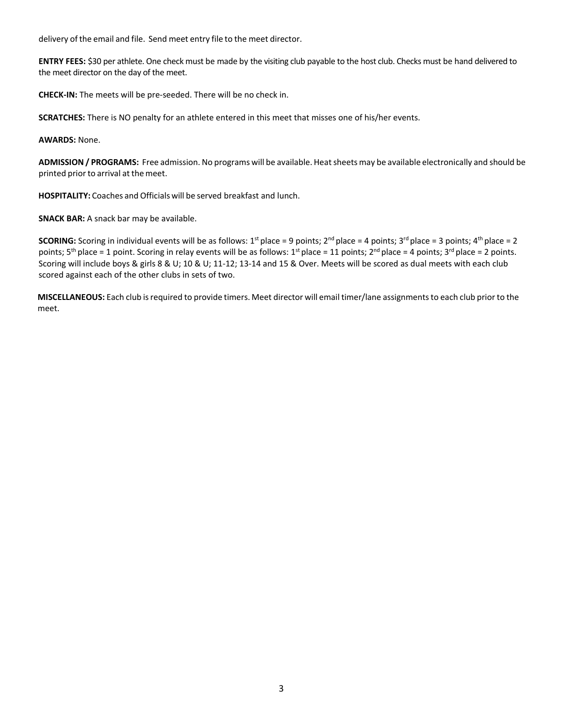delivery of the email and file. Send meet entry file to the meet director.

**ENTRY FEES:** $30 per athlete. One check must be made by the visiting club payable to the host club. Checks must be hand delivered to the meet director on the day of the meet.

**CHECK-IN:** The meets will be pre-seeded. There will be no check in.

**SCRATCHES:** There is NO penalty for an athlete entered in this meet that misses one of his/her events.

**AWARDS:** None.

**ADMISSION / PROGRAMS:** Free admission. No programs will be available. Heat sheets may be available electronically and should be printed prior to arrival at the meet.

**HOSPITALITY:** Coaches and Officials will be served breakfast and lunch.

**SNACK BAR:** A snack bar may be available.

**SCORING:** Scoring in individual events will be as follows: 1st place = 9 points; 2nd place = 4 points; 3rd place = 3 points; 4th place = 2 points; 5th place = 1 point. Scoring in relay events will be as follows: 1st place = 11 points; 2nd place = 4 points; 3rd place = 2 points. Scoring will include boys & girls 8 & U; 10 & U; 11-12; 13-14 and 15 & Over. Meets will be scored as dual meets with each club scored against each of the other clubs in sets of two.

**MISCELLANEOUS:** Each club is required to provide timers. Meet director will email timer/lane assignments to each club prior to the meet.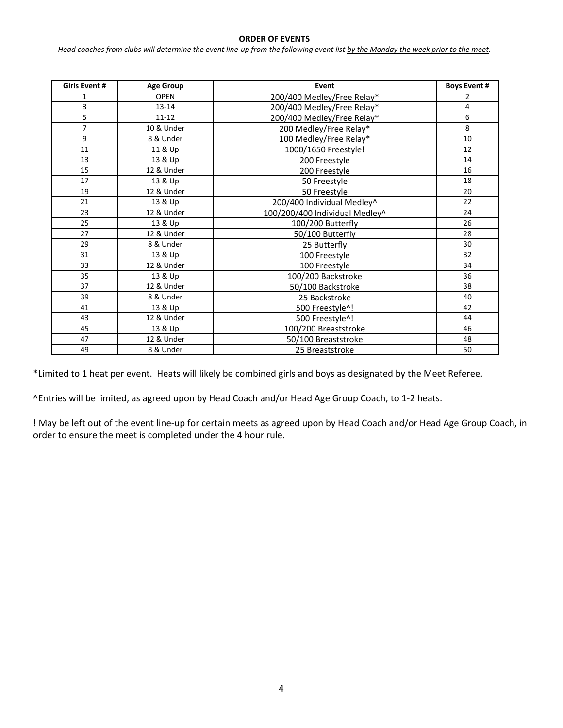**ORDER OF EVENTS**

*Head coaches from clubs will determine the event line-up from the following event list <u>by the Monday the week prior to the meet</u>.*

| Girls Event # | Age Group | Event | Boys Event # |
|---|---|---|---|
| 1 | OPEN | 200/400 Medley/Free Relay* | 2 |
| 3 | 13-14 | 200/400 Medley/Free Relay* | 4 |
| 5 | 11-12 | 200/400 Medley/Free Relay* | 6 |
| 7 | 10 & Under | 200 Medley/Free Relay* | 8 |
| 9 | 8 & Under | 100 Medley/Free Relay* | 10 |
| 11 | 11 & Up | 1000/1650 Freestyle! | 12 |
| 13 | 13 & Up | 200 Freestyle | 14 |
| 15 | 12 & Under | 200 Freestyle | 16 |
| 17 | 13 & Up | 50 Freestyle | 18 |
| 19 | 12 & Under | 50 Freestyle | 20 |
| 21 | 13 & Up | 200/400 Individual Medley^ | 22 |
| 23 | 12 & Under | 100/200/400 Individual Medley^ | 24 |
| 25 | 13 & Up | 100/200 Butterfly | 26 |
| 27 | 12 & Under | 50/100 Butterfly | 28 |
| 29 | 8 & Under | 25 Butterfly | 30 |
| 31 | 13 & Up | 100 Freestyle | 32 |
| 33 | 12 & Under | 100 Freestyle | 34 |
| 35 | 13 & Up | 100/200 Backstroke | 36 |
| 37 | 12 & Under | 50/100 Backstroke | 38 |
| 39 | 8 & Under | 25 Backstroke | 40 |
| 41 | 13 & Up | 500 Freestyle^! | 42 |
| 43 | 12 & Under | 500 Freestyle^! | 44 |
| 45 | 13 & Up | 100/200 Breaststroke | 46 |
| 47 | 12 & Under | 50/100 Breaststroke | 48 |
| 49 | 8 & Under | 25 Breaststroke | 50 |

*Limited to 1 heat per event. Heats will likely be combined girls and boys as designated by the Meet Referee.

^Entries will be limited, as agreed upon by Head Coach and/or Head Age Group Coach, to 1-2 heats.

! May be left out of the event line-up for certain meets as agreed upon by Head Coach and/or Head Age Group Coach, in order to ensure the meet is completed under the 4 hour rule.